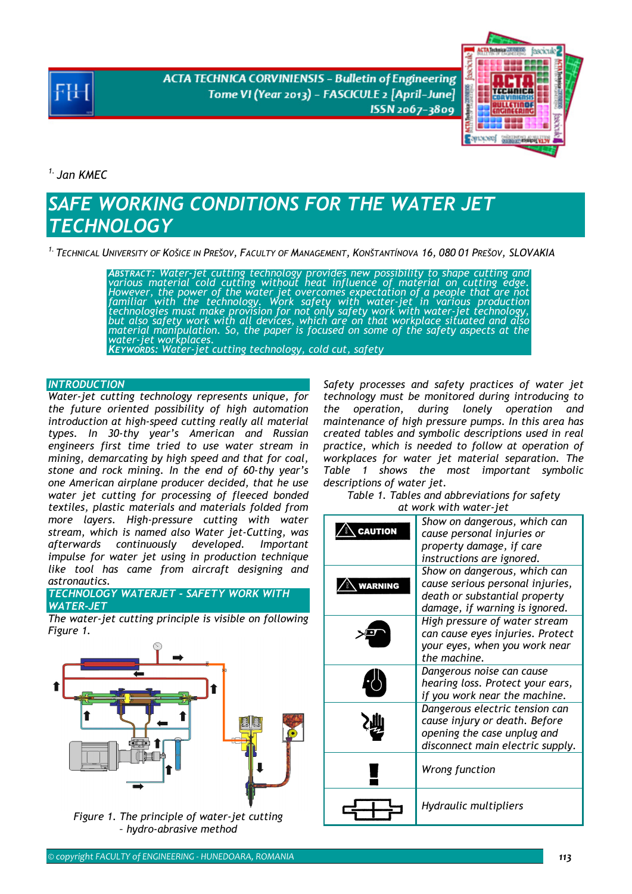[1.] Jan KMEC

# SAFE WORKING CONDITIONS FOR THE WATER JET TECHNOLOGY

[1.] TECHNICAL UNIVERSITY OF KOŠICE IN PREŠOV, FACULTY OF MANAGEMENT, KONŠTANTÍNOVA 16, 080 01 PREŠOV, SLOVAKIA

*ABSTRACT: Water-jet cutting technology provides new possibility to shape cutting and various material cold cutting without heat influence of material on cutting edge. However, the power of the water jet overcomes expectation of a people that are not familiar with the technology. Work safety with water-jet in various production technologies must make provision for not only safety work with water-jet technology, but also safety work with all devices, which are on that workplace situated and also material manipulation. So, the paper is focused on some of the safety aspects at the water-jet workplaces.*

*KEYWORDS: Water-jet cutting technology, cold cut, safety*

## INTRODUCTION

*Water-jet cutting technology represents unique, for the future oriented possibility of high automation introduction at high-speed cutting really all material types. In 30-thy year's American and Russian engineers first time tried to use water stream in mining, demarcating by high speed and that for coal, stone and rock mining. In the end of 60-thy year's one American airplane producer decided, that he use water jet cutting for processing of fleeced bonded textiles, plastic materials and materials folded from more layers. High-pressure cutting with water stream, which is named also Water jet-Cutting, was afterwards continuously developed. Important impulse for water jet using in production technique like tool has came from aircraft designing and astronautics.*

## TECHNOLOGY WATERJET - SAFETY WORK WITH WATER-JET

*The water-jet cutting principle is visible on following Figure 1.*

*Figure 1. The principle of water-jet cutting – hydro-abrasive method*

*Safety processes and safety practices of water jet technology must be monitored during introducing to the operation, during lonely operation and maintenance of high pressure pumps. In this area has created tables and symbolic descriptions used in real practice, which is needed to follow at operation of workplaces for water jet material separation. The Table 1 shows the most important symbolic descriptions of water jet.*

*Table 1. Tables and abbreviations for safety at work with water-jet*

| Symbol | Description |
|---|---|
| CAUTION | *Show on dangerous, which can cause personal injuries or property damage, if care instructions are ignored.* |
| WARNING | *Show on dangerous, which can cause serious personal injuries, death or substantial property damage, if warning is ignored.* |
| | *High pressure of water stream can cause eyes injuries. Protect your eyes, when you work near the machine.* |
| | *Dangerous noise can cause hearing loss. Protect your ears, if you work near the machine.* |
| | *Dangerous electric tension can cause injury or death. Before opening the case unplug and disconnect main electric supply.* |
| ! | *Wrong function* |
| | *Hydraulic multipliers* |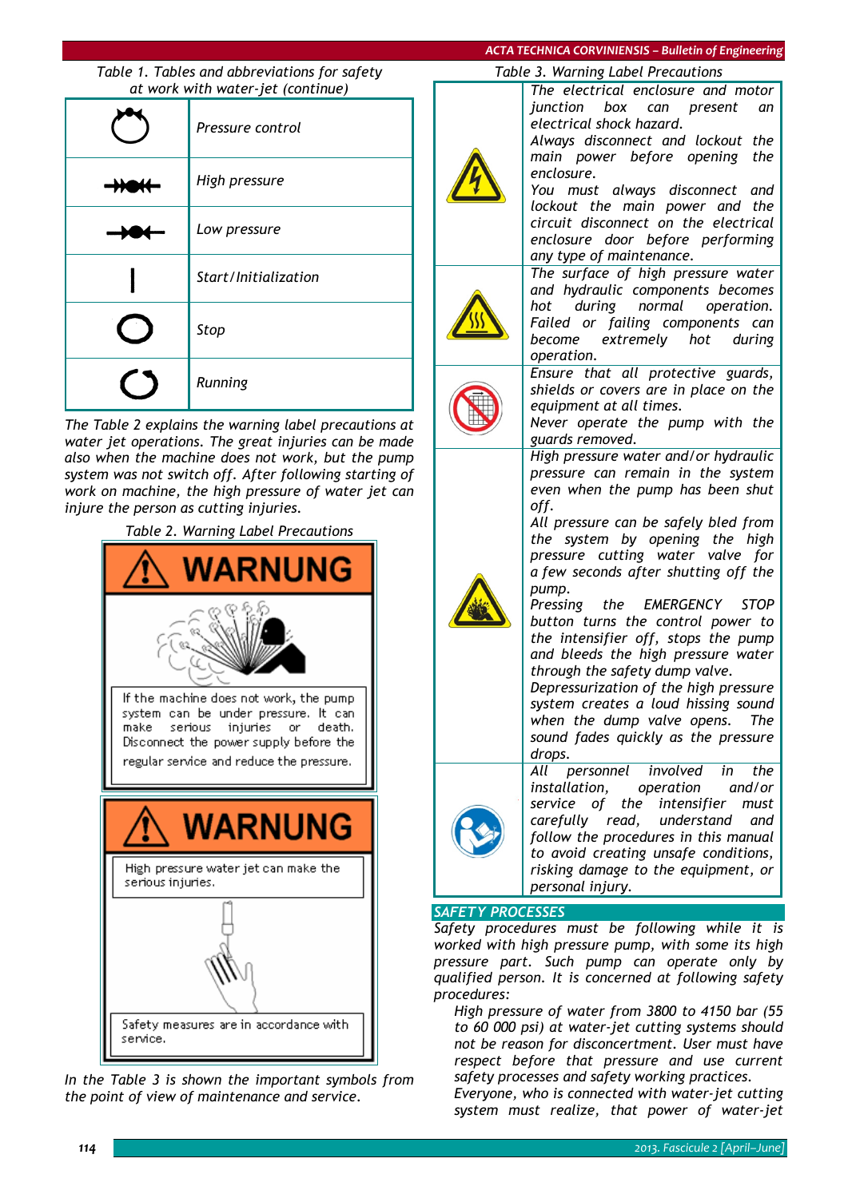Table 1. Tables and abbreviations for safety at work with water-jet (continue)

| Symbol | Meaning |
|---|---|
| | Pressure control |
| | High pressure |
| | Low pressure |
| | Start/Initialization |
| | Stop |
| | Running |

The Table 2 explains the warning label precautions at water jet operations. The great injuries can be made also when the machine does not work, but the pump system was not switch off. After following starting of work on machine, the high pressure of water jet can injure the person as cutting injuries.

Table 2. Warning Label Precautions

| WARNUNG |
|---|
| If the machine does not work, the pump system can be under pressure. It can make serious injuries or death. Disconnect the power supply before the regular service and reduce the pressure. |

| WARNUNG |
|---|
| High pressure water jet can make the serious injuries. |
| Safety measures are in accordance with service. |

In the Table 3 is shown the important symbols from the point of view of maintenance and service.

Table 3. Warning Label Precautions

| Symbol | Precaution |
|---|---|
| | The electrical enclosure and motor junction box can present an electrical shock hazard. Always disconnect and lockout the main power before opening the enclosure. You must always disconnect and lockout the main power and the circuit disconnect on the electrical enclosure door before performing any type of maintenance. |
| | The surface of high pressure water and hydraulic components becomes hot during normal operation. Failed or failing components can become extremely hot during operation. |
| | Ensure that all protective guards, shields or covers are in place on the equipment at all times. Never operate the pump with the guards removed. |
| | High pressure water and/or hydraulic pressure can remain in the system even when the pump has been shut off. All pressure can be safely bled from the system by opening the high pressure cutting water valve for a few seconds after shutting off the pump. Pressing the EMERGENCY STOP button turns the control power to the intensifier off, stops the pump and bleeds the high pressure water through the safety dump valve. Depressurization of the high pressure system creates a loud hissing sound when the dump valve opens. The sound fades quickly as the pressure drops. |
| | All personnel involved in the installation, operation and/or service of the intensifier must carefully read, understand and follow the procedures in this manual to avoid creating unsafe conditions, risking damage to the equipment, or personal injury. |

## SAFETY PROCESSES

Safety procedures must be following while it is worked with high pressure pump, with some its high pressure part. Such pump can operate only by qualified person. It is concerned at following safety procedures:

High pressure of water from 3800 to 4150 bar (55 to 60 000 psi) at water-jet cutting systems should not be reason for disconcertment. User must have respect before that pressure and use current safety processes and safety working practices.

Everyone, who is connected with water-jet cutting system must realize, that power of water-jet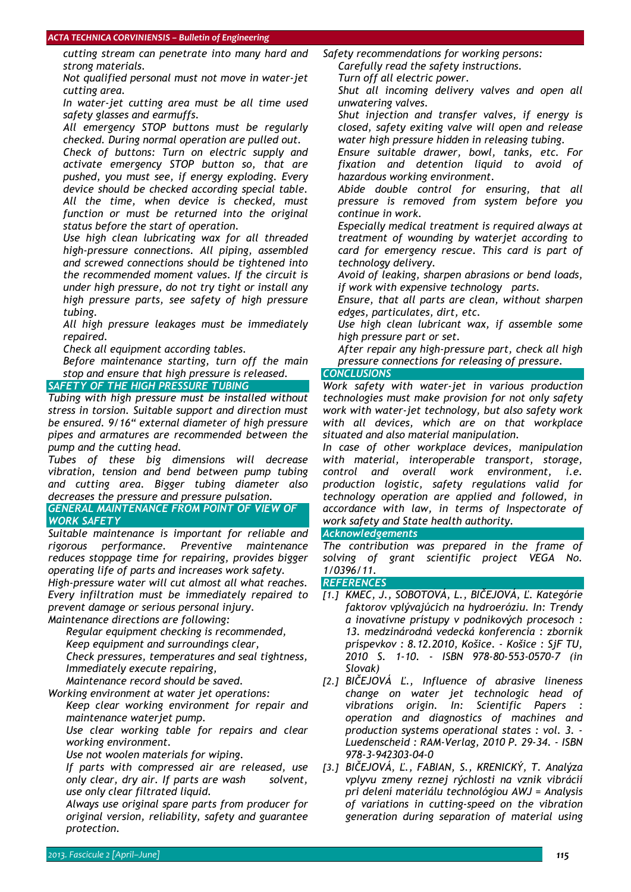*cutting stream can penetrate into many hard and strong materials.*

*Not qualified personal must not move in water-jet cutting area.*

*In water-jet cutting area must be all time used safety glasses and earmuffs.*

*All emergency STOP buttons must be regularly checked. During normal operation are pulled out.*

*Check of buttons: Turn on electric supply and activate emergency STOP button so, that are pushed, you must see, if energy exploding. Every device should be checked according special table. All the time, when device is checked, must function or must be returned into the original status before the start of operation.*

*Use high clean lubricating wax for all threaded high-pressure connections. All piping, assembled and screwed connections should be tightened into the recommended moment values. If the circuit is under high pressure, do not try tight or install any high pressure parts, see safety of high pressure tubing.*

*All high pressure leakages must be immediately repaired.*

*Check all equipment according tables.*

*Before maintenance starting, turn off the main stop and ensure that high pressure is released.*

## SAFETY OF THE HIGH PRESSURE TUBING

*Tubing with high pressure must be installed without stress in torsion. Suitable support and direction must be ensured. 9/16" external diameter of high pressure pipes and armatures are recommended between the pump and the cutting head.*

*Tubes of these big dimensions will decrease vibration, tension and bend between pump tubing and cutting area. Bigger tubing diameter also decreases the pressure and pressure pulsation.*

## GENERAL MAINTENANCE FROM POINT OF VIEW OF WORK SAFETY

*Suitable maintenance is important for reliable and rigorous performance. Preventive maintenance reduces stoppage time for repairing, provides bigger operating life of parts and increases work safety.*

*High-pressure water will cut almost all what reaches. Every infiltration must be immediately repaired to prevent damage or serious personal injury.*

*Maintenance directions are following:*

*Regular equipment checking is recommended,*

*Keep equipment and surroundings clear,*

*Check pressures, temperatures and seal tightness,*

*Immediately execute repairing,*

*Maintenance record should be saved.*

*Working environment at water jet operations:*

*Keep clear working environment for repair and maintenance waterjet pump.*

*Use clear working table for repairs and clear working environment.*

*Use not woolen materials for wiping.*

*If parts with compressed air are released, use only clear, dry air. If parts are wash solvent, use only clear filtrated liquid.*

*Always use original spare parts from producer for original version, reliability, safety and guarantee protection.*

*Safety recommendations for working persons:*

*Carefully read the safety instructions.*

*Turn off all electric power.*

*Shut all incoming delivery valves and open all unwatering valves.*

*Shut injection and transfer valves, if energy is closed, safety exiting valve will open and release water high pressure hidden in releasing tubing.*

*Ensure suitable drawer, bowl, tanks, etc. For fixation and detention liquid to avoid of hazardous working environment.*

*Abide double control for ensuring, that all pressure is removed from system before you continue in work.*

*Especially medical treatment is required always at treatment of wounding by waterjet according to card for emergency rescue. This card is part of technology delivery.*

*Avoid of leaking, sharpen abrasions or bend loads, if work with expensive technology parts.*

*Ensure, that all parts are clean, without sharpen edges, particulates, dirt, etc.*

*Use high clean lubricant wax, if assemble some high pressure part or set.*

*After repair any high-pressure part, check all high pressure connections for releasing of pressure.*

## CONCLUSIONS

*Work safety with water-jet in various production technologies must make provision for not only safety work with water-jet technology, but also safety work with all devices, which are on that workplace situated and also material manipulation.*

*In case of other workplace devices, manipulation with material, interoperable transport, storage, control and overall work environment, i.e. production logistic, safety regulations valid for technology operation are applied and followed, in accordance with law, in terms of Inspectorate of work safety and State health authority.*

## Acknowledgements

*The contribution was prepared in the frame of solving of grant scientific project VEGA No. 1/0396/11.*

## REFERENCES

- [1.] *KMEC, J., SOBOTOVÁ, L., BIČEJOVÁ, Ľ. Kategórie faktorov vplývajúcich na hydroeróziu. In: Trendy a inovatívne prístupy v podnikových procesoch : 13. medzinárodná vedecká konferencia : zborník príspevkov : 8.12.2010, Košice. - Košice : SjF TU, 2010 S. 1-10. - ISBN 978-80-553-0570-7 (in Slovak)*
- [2.] *BIČEJOVÁ Ľ., Influence of abrasive lineness change on water jet technologic head of vibrations origin. In: Scientific Papers : operation and diagnostics of machines and production systems operational states : vol. 3. - Luedenscheid : RAM-Verlag, 2010 P. 29-34. - ISBN 978-3-942303-04-0*
- [3.] *BIČEJOVÁ, Ľ., FABIAN, S., KRENICKÝ, T. Analýza vplyvu zmeny reznej rýchlosti na vznik vibrácií pri delení materiálu technológiou AWJ = Analysis of variations in cutting-speed on the vibration generation during separation of material using*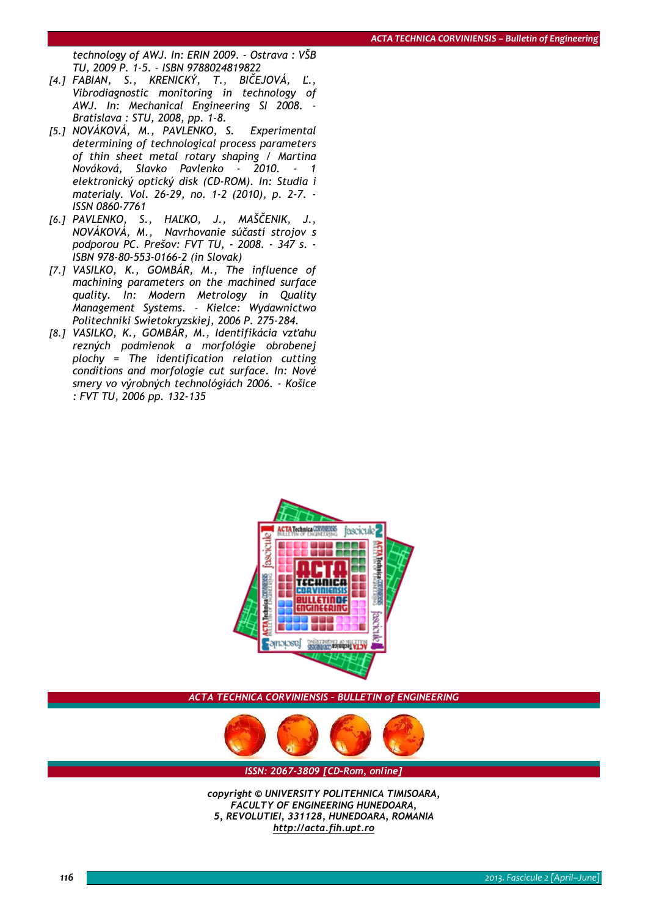*technology of AWJ. In: ERIN 2009. - Ostrava : VŠB TU, 2009 P. 1-5. - ISBN 9788024819822*

[4.] *FABIAN, S., KRENICKÝ, T., BIČEJOVÁ, Ľ., Vibrodiagnostic monitoring in technology of AWJ. In: Mechanical Engineering SI 2008. - Bratislava : STU, 2008, pp. 1-8.*

[5.] *NOVÁKOVÁ, M., PAVLENKO, S. Experimental determining of technological process parameters of thin sheet metal rotary shaping / Martina Nováková, Slavko Pavlenko - 2010. - 1 elektronický optický disk (CD-ROM). In: Studia i materialy. Vol. 26-29, no. 1-2 (2010), p. 2-7. - ISSN 0860-7761*

[6.] *PAVLENKO, S., HAĽKO, J., MAŠČENIK, J., NOVÁKOVÁ, M., Navrhovanie súčastí strojov s podporou PC. Prešov: FVT TU, - 2008. - 347 s. - ISBN 978-80-553-0166-2 (in Slovak)*

[7.] *VASILKO, K., GOMBÁR, M., The influence of machining parameters on the machined surface quality. In: Modern Metrology in Quality Management Systems. - Kielce: Wydawnictwo Politechniki Swietokryzskiej, 2006 P. 275-284.*

[8.] *VASILKO, K., GOMBÁR, M., Identifikácia vzťahu rezných podmienok a morfológie obrobenej plochy = The identification relation cutting conditions and morfologie cut surface. In: Nové smery vo výrobných technológiách 2006. - Košice : FVT TU, 2006 pp. 132-135*

*ACTA TECHNICA CORVINIENSIS – BULLETIN of ENGINEERING*

*ISSN: 2067-3809 [CD-Rom, online]*

***copyright © UNIVERSITY POLITEHNICA TIMISOARA, FACULTY OF ENGINEERING HUNEDOARA, 5, REVOLUTIEI, 331128, HUNEDOARA, ROMANIA***
***http://acta.fih.upt.ro***